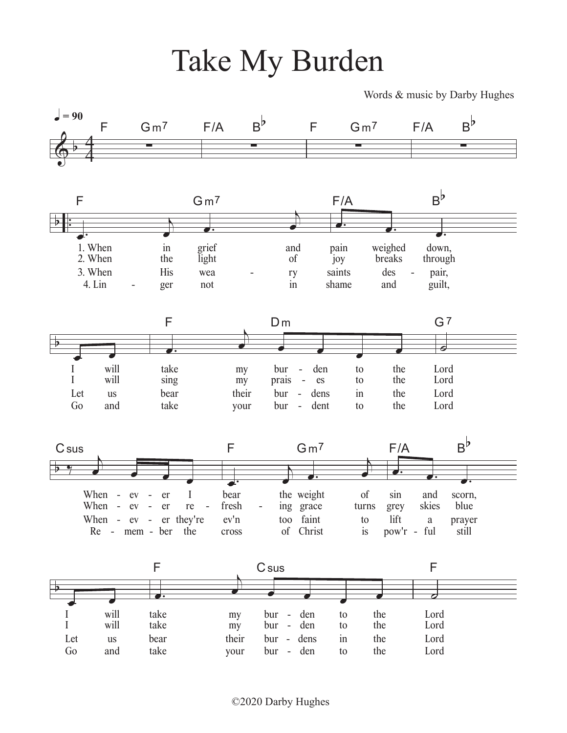# Take My Burden

Words & music by Darby Hughes

♩ = 90

1. When in grief and pain weighed down,
I will take my burden to the Lord
Whenever I bear the weight of sin and scorn,
I will take my burden to the Lord

2. When the light of joy breaks through
I will sing my praises to the Lord
Whenever refreshing grace turns grey skies blue
I will take my burden to the Lord

3. When His weary saints despair,
Let us bear their burdens in the Lord
Whenever they're ev'n too faint to lift a prayer
Let us bear their burdens in the Lord

4. Linger not in shame and guilt,
Go and take your burdent to the Lord
Remember the cross of Christ is pow'rful still
Go and take your burden to the Lord

©2020 Darby Hughes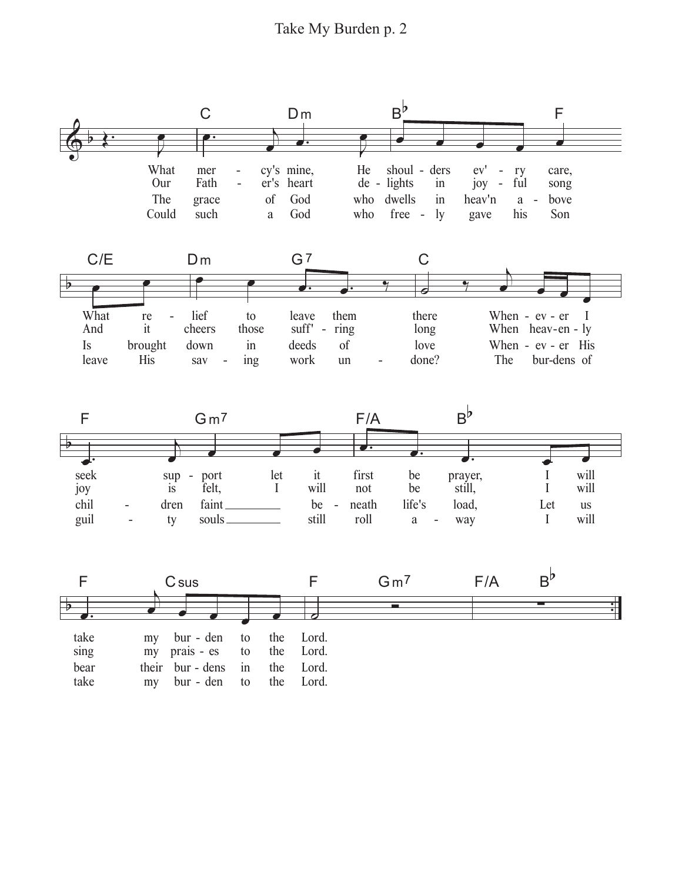# Take My Burden p. 2

C Dm B♭ F | C/E Dm G7 C | F Gm7 F/A B♭ | F Csus F Gm7 F/A B♭

What mer - cy's mine, He shoul - ders ev' - ry care,
What re - lief to leave them there
When - ev - er I seek sup - port let it first be prayer,
I will take my bur - den to the Lord.

Our Fath - er's heart de - lights in joy - ful song
And it cheers those suff' - ring long
When heav - en - ly joy is felt, I will not be still,
I will sing my prais - es to the Lord.

The grace of God who dwells in heav'n a - bove
Is brought down in deeds of love
When - ev - er His chil - dren faint be - neath life's load,
Let us bear their bur - dens in the Lord.

Could such a God who free - ly gave his Son
leave His sav - ing work un - done?
The bur - dens of guil - ty souls still roll a - way
I will take my bur - den to the Lord.